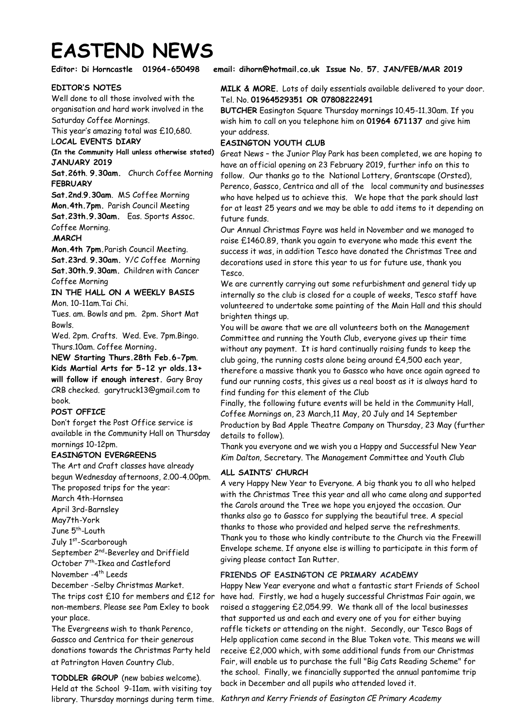# EASTEND NEWS

**Editor: Di Horncastle 01964-650498 email: dihorn@hotmail.co.uk Issue No. 57. JAN/FEB/MAR 2019**

**EDITOR'S NOTES**

Well done to all those involved with the organisation and hard work involved in the Saturday Coffee Mornings.

This year's amazing total was £10,680.

**LOCAL EVENTS DIARY**

**(In the Community Hall unless otherwise stated)**

**JANUARY 2019**

**Sat.26th. 9.30am.** Church Coffee Morning

**FEBRUARY**

**Sat.2nd.9.30am**. MS Coffee Morning

**Mon.4th.7pm.** Parish Council Meeting

**Sat.23th.9.30am.** Eas. Sports Assoc. Coffee Morning.

.**MARCH**

**Mon.4th 7pm.**Parish Council Meeting.

**Sat.23rd. 9.30am.** Y/C Coffee Morning

**Sat.30th.9.30am.** Children with Cancer Coffee Morning

**IN THE HALL ON A WEEKLY BASIS**

Mon. 10-11am.Tai Chi.

Tues. am. Bowls and pm. 2pm. Short Mat Bowls.

Wed. 2pm. Crafts. Wed. Eve. 7pm.Bingo.

Thurs.10am. Coffee Morning.

**NEW Starting Thurs.28th Feb.6-7pm. Kids Martial Arts for 5-12 yr olds.13+ will follow if enough interest.** Gary Bray CRB checked. garytruck13@gmail.com to book.

**POST OFFICE**

Don't forget the Post Office service is available in the Community Hall on Thursday mornings 10-12pm.

**EASINGTON EVERGREENS**

The Art and Craft classes have already begun Wednesday afternoons, 2.00-4.00pm.

The proposed trips for the year:

March 4th-Hornsea

April 3rd-Barnsley

May7th-York

June 5th-Louth

July 1st-Scarborough

September 2nd-Beverley and Driffield

October 7th-Ikea and Castleford

November -4th Leeds

December -Selby Christmas Market.

The trips cost £10 for members and £12 for non-members. Please see Pam Exley to book your place.

The Evergreens wish to thank Perenco, Gassco and Centrica for their generous donations towards the Christmas Party held at Patrington Haven Country Club.

**TODDLER GROUP** (new babies welcome). Held at the School 9-11am. with visiting toy library. Thursday mornings during term time.

**MILK & MORE.** Lots of daily essentials available delivered to your door. Tel. No. **01964529351 OR 07808222491**

**BUTCHER** Easington Square Thursday mornings 10.45-11.30am. If you wish him to call on you telephone him on **01964 671137** and give him your address.

**EASINGTON YOUTH CLUB**

Great News – the Junior Play Park has been completed, we are hoping to have an official opening on 23 February 2019, further info on this to follow. Our thanks go to the National Lottery, Grantscape (Orsted), Perenco, Gassco, Centrica and all of the local community and businesses who have helped us to achieve this. We hope that the park should last for at least 25 years and we may be able to add items to it depending on future funds.

Our Annual Christmas Fayre was held in November and we managed to raise £1460.89, thank you again to everyone who made this event the success it was, in addition Tesco have donated the Christmas Tree and decorations used in store this year to us for future use, thank you Tesco.

We are currently carrying out some refurbishment and general tidy up internally so the club is closed for a couple of weeks, Tesco staff have volunteered to undertake some painting of the Main Hall and this should brighten things up.

You will be aware that we are all volunteers both on the Management Committee and running the Youth Club, everyone gives up their time without any payment. It is hard continually raising funds to keep the club going, the running costs alone being around £4,500 each year, therefore a massive thank you to Gassco who have once again agreed to fund our running costs, this gives us a real boost as it is always hard to find funding for this element of the Club

Finally, the following future events will be held in the Community Hall, Coffee Mornings on, 23 March,11 May, 20 July and 14 September Production by Bad Apple Theatre Company on Thursday, 23 May (further details to follow).

Thank you everyone and we wish you a Happy and Successful New Year *Kim Dalton*, Secretary. The Management Committee and Youth Club

**ALL SAINTS' CHURCH**

A very Happy New Year to Everyone. A big thank you to all who helped with the Christmas Tree this year and all who came along and supported the Carols around the Tree we hope you enjoyed the occasion. Our thanks also go to Gassco for supplying the beautiful tree. A special thanks to those who provided and helped serve the refreshments. Thank you to those who kindly contribute to the Church via the Freewill Envelope scheme. If anyone else is willing to participate in this form of giving please contact Ian Rutter.

**FRIENDS OF EASINGTON CE PRIMARY ACADEMY**

Happy New Year everyone and what a fantastic start Friends of School have had. Firstly, we had a hugely successful Christmas Fair again, we raised a staggering £2,054.99. We thank all of the local businesses that supported us and each and every one of you for either buying raffle tickets or attending on the night. Secondly, our Tesco Bags of Help application came second in the Blue Token vote. This means we will receive £2,000 which, with some additional funds from our Christmas Fair, will enable us to purchase the full "Big Cats Reading Scheme" for the school. Finally, we financially supported the annual pantomime trip back in December and all pupils who attended loved it.

*Kathryn and Kerry Friends of Easington CE Primary Academy*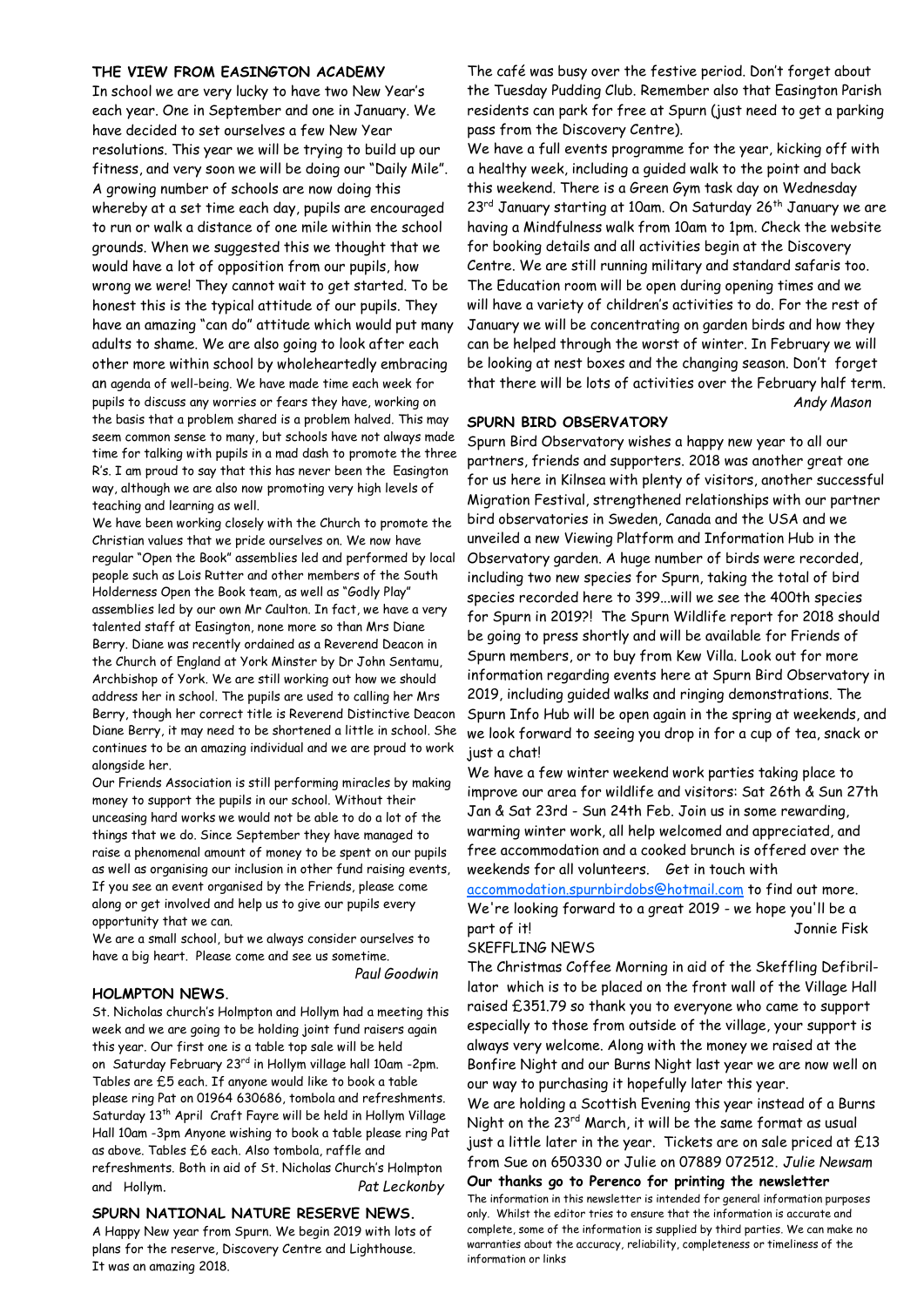## THE VIEW FROM EASINGTON ACADEMY

In school we are very lucky to have two New Year's each year. One in September and one in January. We have decided to set ourselves a few New Year resolutions. This year we will be trying to build up our fitness, and very soon we will be doing our "Daily Mile". A growing number of schools are now doing this whereby at a set time each day, pupils are encouraged to run or walk a distance of one mile within the school grounds. When we suggested this we thought that we would have a lot of opposition from our pupils, how wrong we were! They cannot wait to get started. To be honest this is the typical attitude of our pupils. They have an amazing "can do" attitude which would put many adults to shame. We are also going to look after each other more within school by wholeheartedly embracing an agenda of well-being. We have made time each week for pupils to discuss any worries or fears they have, working on the basis that a problem shared is a problem halved. This may seem common sense to many, but schools have not always made time for talking with pupils in a mad dash to promote the three R's. I am proud to say that this has never been the Easington way, although we are also now promoting very high levels of teaching and learning as well.

We have been working closely with the Church to promote the Christian values that we pride ourselves on. We now have regular "Open the Book" assemblies led and performed by local people such as Lois Rutter and other members of the South Holderness Open the Book team, as well as "Godly Play" assemblies led by our own Mr Caulton. In fact, we have a very talented staff at Easington, none more so than Mrs Diane Berry. Diane was recently ordained as a Reverend Deacon in the Church of England at York Minster by Dr John Sentamu, Archbishop of York. We are still working out how we should address her in school. The pupils are used to calling her Mrs Berry, though her correct title is Reverend Distinctive Deacon Diane Berry, it may need to be shortened a little in school. She continues to be an amazing individual and we are proud to work alongside her.

Our Friends Association is still performing miracles by making money to support the pupils in our school. Without their unceasing hard works we would not be able to do a lot of the things that we do. Since September they have managed to raise a phenomenal amount of money to be spent on our pupils as well as organising our inclusion in other fund raising events, If you see an event organised by the Friends, please come along or get involved and help us to give our pupils every opportunity that we can.

We are a small school, but we always consider ourselves to have a big heart. Please come and see us sometime.

*Paul Goodwin*

## HOLMPTON NEWS.

St. Nicholas church's Holmpton and Hollym had a meeting this week and we are going to be holding joint fund raisers again this year. Our first one is a table top sale will be held on Saturday February 23rd in Hollym village hall 10am -2pm. Tables are £5 each. If anyone would like to book a table please ring Pat on 01964 630686, tombola and refreshments. Saturday 13th April Craft Fayre will be held in Hollym Village Hall 10am -3pm Anyone wishing to book a table please ring Pat as above. Tables £6 each. Also tombola, raffle and refreshments. Both in aid of St. Nicholas Church's Holmpton and Hollym.

*Pat Leckonby*

## SPURN NATIONAL NATURE RESERVE NEWS.

A Happy New year from Spurn. We begin 2019 with lots of plans for the reserve, Discovery Centre and Lighthouse. It was an amazing 2018.

The café was busy over the festive period. Don't forget about the Tuesday Pudding Club. Remember also that Easington Parish residents can park for free at Spurn (just need to get a parking pass from the Discovery Centre).

We have a full events programme for the year, kicking off with a healthy week, including a guided walk to the point and back this weekend. There is a Green Gym task day on Wednesday 23rd January starting at 10am. On Saturday 26th January we are having a Mindfulness walk from 10am to 1pm. Check the website for booking details and all activities begin at the Discovery Centre. We are still running military and standard safaris too. The Education room will be open during opening times and we will have a variety of children's activities to do. For the rest of January we will be concentrating on garden birds and how they can be helped through the worst of winter. In February we will be looking at nest boxes and the changing season. Don't forget that there will be lots of activities over the February half term.

*Andy Mason*

## SPURN BIRD OBSERVATORY

Spurn Bird Observatory wishes a happy new year to all our partners, friends and supporters. 2018 was another great one for us here in Kilnsea with plenty of visitors, another successful Migration Festival, strengthened relationships with our partner bird observatories in Sweden, Canada and the USA and we unveiled a new Viewing Platform and Information Hub in the Observatory garden. A huge number of birds were recorded, including two new species for Spurn, taking the total of bird species recorded here to 399...will we see the 400th species for Spurn in 2019?! The Spurn Wildlife report for 2018 should be going to press shortly and will be available for Friends of Spurn members, or to buy from Kew Villa. Look out for more information regarding events here at Spurn Bird Observatory in 2019, including guided walks and ringing demonstrations. The Spurn Info Hub will be open again in the spring at weekends, and we look forward to seeing you drop in for a cup of tea, snack or just a chat!

We have a few winter weekend work parties taking place to improve our area for wildlife and visitors: Sat 26th & Sun 27th Jan & Sat 23rd - Sun 24th Feb. Join us in some rewarding, warming winter work, all help welcomed and appreciated, and free accommodation and a cooked brunch is offered over the weekends for all volunteers. Get in touch with accommodation.spurnbirdobs@hotmail.com to find out more. We're looking forward to a great 2019 - we hope you'll be a part of it!

Jonnie Fisk

## SKEFFLING NEWS

The Christmas Coffee Morning in aid of the Skeffling Defibrillator which is to be placed on the front wall of the Village Hall raised £351.79 so thank you to everyone who came to support especially to those from outside of the village, your support is always very welcome. Along with the money we raised at the Bonfire Night and our Burns Night last year we are now well on our way to purchasing it hopefully later this year.

We are holding a Scottish Evening this year instead of a Burns Night on the 23rd March, it will be the same format as usual just a little later in the year. Tickets are on sale priced at £13 from Sue on 650330 or Julie on 07889 072512. *Julie Newsam*

**Our thanks go to Perenco for printing the newsletter**

The information in this newsletter is intended for general information purposes only. Whilst the editor tries to ensure that the information is accurate and complete, some of the information is supplied by third parties. We can make no warranties about the accuracy, reliability, completeness or timeliness of the information or links